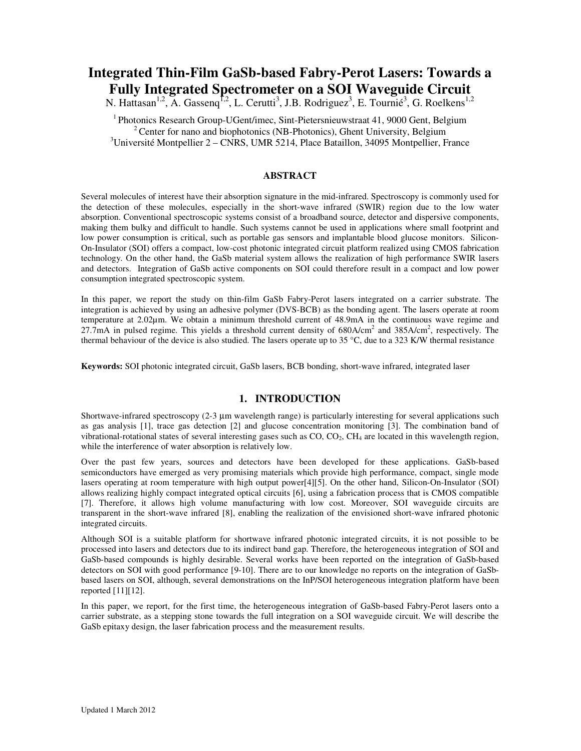# Integrated Thin-Film GaSb-based Fabry-Perot Lasers: Towards a Fully Integrated Spectrometer on a SOI Waveguide Circuit

N. Hattasan[1,2], A. Gassenq[1,2], L. Cerutti[3], J.B. Rodriguez[3], E. Tournié[3], G. Roelkens[1,2]

[1] Photonics Research Group-UGent/imec, Sint-Pietersnieuwstraat 41, 9000 Gent, Belgium
[2] Center for nano and biophotonics (NB-Photonics), Ghent University, Belgium
[3] Université Montpellier 2 – CNRS, UMR 5214, Place Bataillon, 34095 Montpellier, France

## ABSTRACT

Several molecules of interest have their absorption signature in the mid-infrared. Spectroscopy is commonly used for the detection of these molecules, especially in the short-wave infrared (SWIR) region due to the low water absorption. Conventional spectroscopic systems consist of a broadband source, detector and dispersive components, making them bulky and difficult to handle. Such systems cannot be used in applications where small footprint and low power consumption is critical, such as portable gas sensors and implantable blood glucose monitors. Silicon-On-Insulator (SOI) offers a compact, low-cost photonic integrated circuit platform realized using CMOS fabrication technology. On the other hand, the GaSb material system allows the realization of high performance SWIR lasers and detectors. Integration of GaSb active components on SOI could therefore result in a compact and low power consumption integrated spectroscopic system.

In this paper, we report the study on thin-film GaSb Fabry-Perot lasers integrated on a carrier substrate. The integration is achieved by using an adhesive polymer (DVS-BCB) as the bonding agent. The lasers operate at room temperature at 2.02µm. We obtain a minimum threshold current of 48.9mA in the continuous wave regime and 27.7mA in pulsed regime. This yields a threshold current density of 680A/cm$^2$ and 385A/cm$^2$, respectively. The thermal behaviour of the device is also studied. The lasers operate up to 35 °C, due to a 323 K/W thermal resistance

**Keywords:** SOI photonic integrated circuit, GaSb lasers, BCB bonding, short-wave infrared, integrated laser

## 1. INTRODUCTION

Shortwave-infrared spectroscopy (2-3 µm wavelength range) is particularly interesting for several applications such as gas analysis [1], trace gas detection [2] and glucose concentration monitoring [3]. The combination band of vibrational-rotational states of several interesting gases such as CO, $CO_2$, $CH_4$ are located in this wavelength region, while the interference of water absorption is relatively low.

Over the past few years, sources and detectors have been developed for these applications. GaSb-based semiconductors have emerged as very promising materials which provide high performance, compact, single mode lasers operating at room temperature with high output power[4][5]. On the other hand, Silicon-On-Insulator (SOI) allows realizing highly compact integrated optical circuits [6], using a fabrication process that is CMOS compatible [7]. Therefore, it allows high volume manufacturing with low cost. Moreover, SOI waveguide circuits are transparent in the short-wave infrared [8], enabling the realization of the envisioned short-wave infrared photonic integrated circuits.

Although SOI is a suitable platform for shortwave infrared photonic integrated circuits, it is not possible to be processed into lasers and detectors due to its indirect band gap. Therefore, the heterogeneous integration of SOI and GaSb-based compounds is highly desirable. Several works have been reported on the integration of GaSb-based detectors on SOI with good performance [9-10]. There are to our knowledge no reports on the integration of GaSb-based lasers on SOI, although, several demonstrations on the InP/SOI heterogeneous integration platform have been reported [11][12].

In this paper, we report, for the first time, the heterogeneous integration of GaSb-based Fabry-Perot lasers onto a carrier substrate, as a stepping stone towards the full integration on a SOI waveguide circuit. We will describe the GaSb epitaxy design, the laser fabrication process and the measurement results.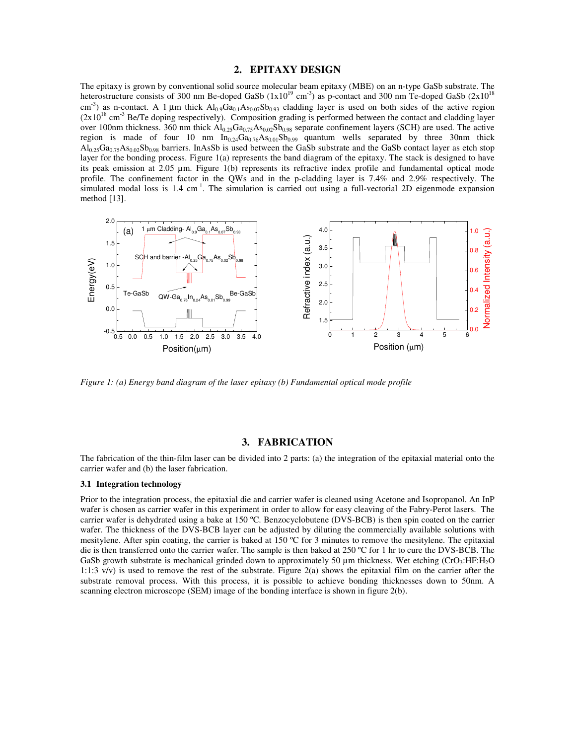## 2. EPITAXY DESIGN

The epitaxy is grown by conventional solid source molecular beam epitaxy (MBE) on an n-type GaSb substrate. The heterostructure consists of 300 nm Be-doped GaSb ($1 \times 10^{19}$ cm$^{-3}$) as p-contact and 300 nm Te-doped GaSb ($2 \times 10^{18}$ cm$^{-3}$) as n-contact. A 1 µm thick $Al_{0.9}Ga_{0.1}As_{0.07}Sb_{0.93}$ cladding layer is used on both sides of the active region ($2 \times 10^{18}$ cm$^{-3}$ Be/Te doping respectively). Composition grading is performed between the contact and cladding layer over 100nm thickness. 360 nm thick $Al_{0.25}Ga_{0.75}As_{0.02}Sb_{0.98}$ separate confinement layers (SCH) are used. The active region is made of four 10 nm $In_{0.24}Ga_{0.76}As_{0.01}Sb_{0.99}$ quantum wells separated by three 30nm thick $Al_{0.25}Ga_{0.75}As_{0.02}Sb_{0.98}$ barriers. InAsSb is used between the GaSb substrate and the GaSb contact layer as etch stop layer for the bonding process. Figure 1(a) represents the band diagram of the epitaxy. The stack is designed to have its peak emission at 2.05 µm. Figure 1(b) represents its refractive index profile and fundamental optical mode profile. The confinement factor in the QWs and in the p-cladding layer is 7.4% and 2.9% respectively. The simulated modal loss is 1.4 cm$^{-1}$. The simulation is carried out using a full-vectorial 2D eigenmode expansion method [13].

*Figure 1: (a) Energy band diagram of the laser epitaxy (b) Fundamental optical mode profile*

## 3. FABRICATION

The fabrication of the thin-film laser can be divided into 2 parts: (a) the integration of the epitaxial material onto the carrier wafer and (b) the laser fabrication.

### 3.1 Integration technology

Prior to the integration process, the epitaxial die and carrier wafer is cleaned using Acetone and Isopropanol. An InP wafer is chosen as carrier wafer in this experiment in order to allow for easy cleaving of the Fabry-Perot lasers. The carrier wafer is dehydrated using a bake at 150 ºC. Benzocyclobutene (DVS-BCB) is then spin coated on the carrier wafer. The thickness of the DVS-BCB layer can be adjusted by diluting the commercially available solutions with mesitylene. After spin coating, the carrier is baked at 150 ºC for 3 minutes to remove the mesitylene. The epitaxial die is then transferred onto the carrier wafer. The sample is then baked at 250 ºC for 1 hr to cure the DVS-BCB. The GaSb growth substrate is mechanical grinded down to approximately 50 µm thickness. Wet etching ($CrO_3$:HF:$H_2O$ 1:1:3 v/v) is used to remove the rest of the substrate. Figure 2(a) shows the epitaxial film on the carrier after the substrate removal process. With this process, it is possible to achieve bonding thicknesses down to 50nm. A scanning electron microscope (SEM) image of the bonding interface is shown in figure 2(b).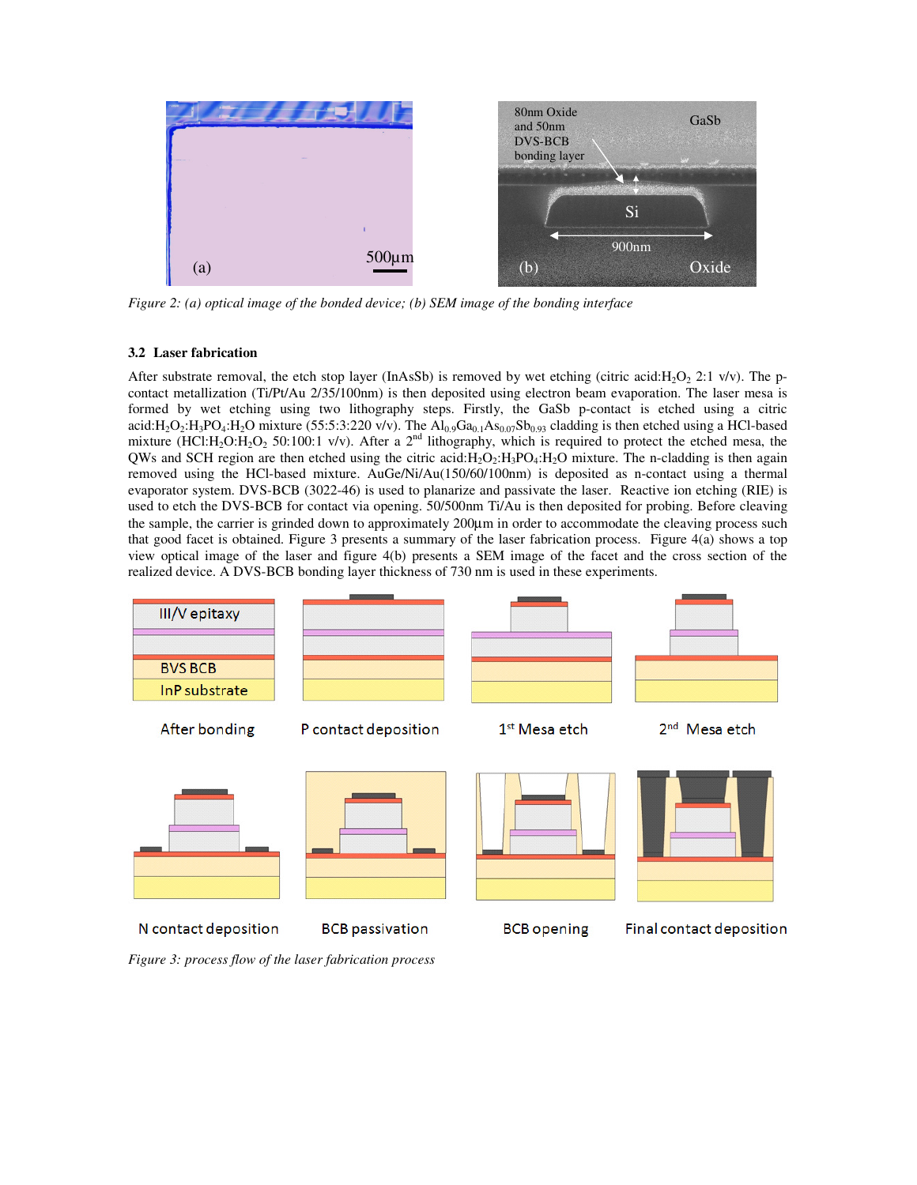*Figure 2: (a) optical image of the bonded device; (b) SEM image of the bonding interface*

### 3.2 Laser fabrication

After substrate removal, the etch stop layer (InAsSb) is removed by wet etching (citric acid:$H_2O_2$ 2:1 v/v). The p-contact metallization (Ti/Pt/Au 2/35/100nm) is then deposited using electron beam evaporation. The laser mesa is formed by wet etching using two lithography steps. Firstly, the GaSb p-contact is etched using a citric acid:$H_2O_2$:$H_3PO_4$:$H_2O$ mixture (55:5:3:220 v/v). The $Al_{0.9}Ga_{0.1}As_{0.07}Sb_{0.93}$ cladding is then etched using a HCl-based mixture (HCl:$H_2O$:$H_2O_2$ 50:100:1 v/v). After a 2nd lithography, which is required to protect the etched mesa, the QWs and SCH region are then etched using the citric acid:$H_2O_2$:$H_3PO_4$:$H_2O$ mixture. The n-cladding is then again removed using the HCl-based mixture. AuGe/Ni/Au(150/60/100nm) is deposited as n-contact using a thermal evaporator system. DVS-BCB (3022-46) is used to planarize and passivate the laser. Reactive ion etching (RIE) is used to etch the DVS-BCB for contact via opening. 50/500nm Ti/Au is then deposited for probing. Before cleaving the sample, the carrier is grinded down to approximately 200µm in order to accommodate the cleaving process such that good facet is obtained. Figure 3 presents a summary of the laser fabrication process. Figure 4(a) shows a top view optical image of the laser and figure 4(b) presents a SEM image of the facet and the cross section of the realized device. A DVS-BCB bonding layer thickness of 730 nm is used in these experiments.

*Figure 3: process flow of the laser fabrication process*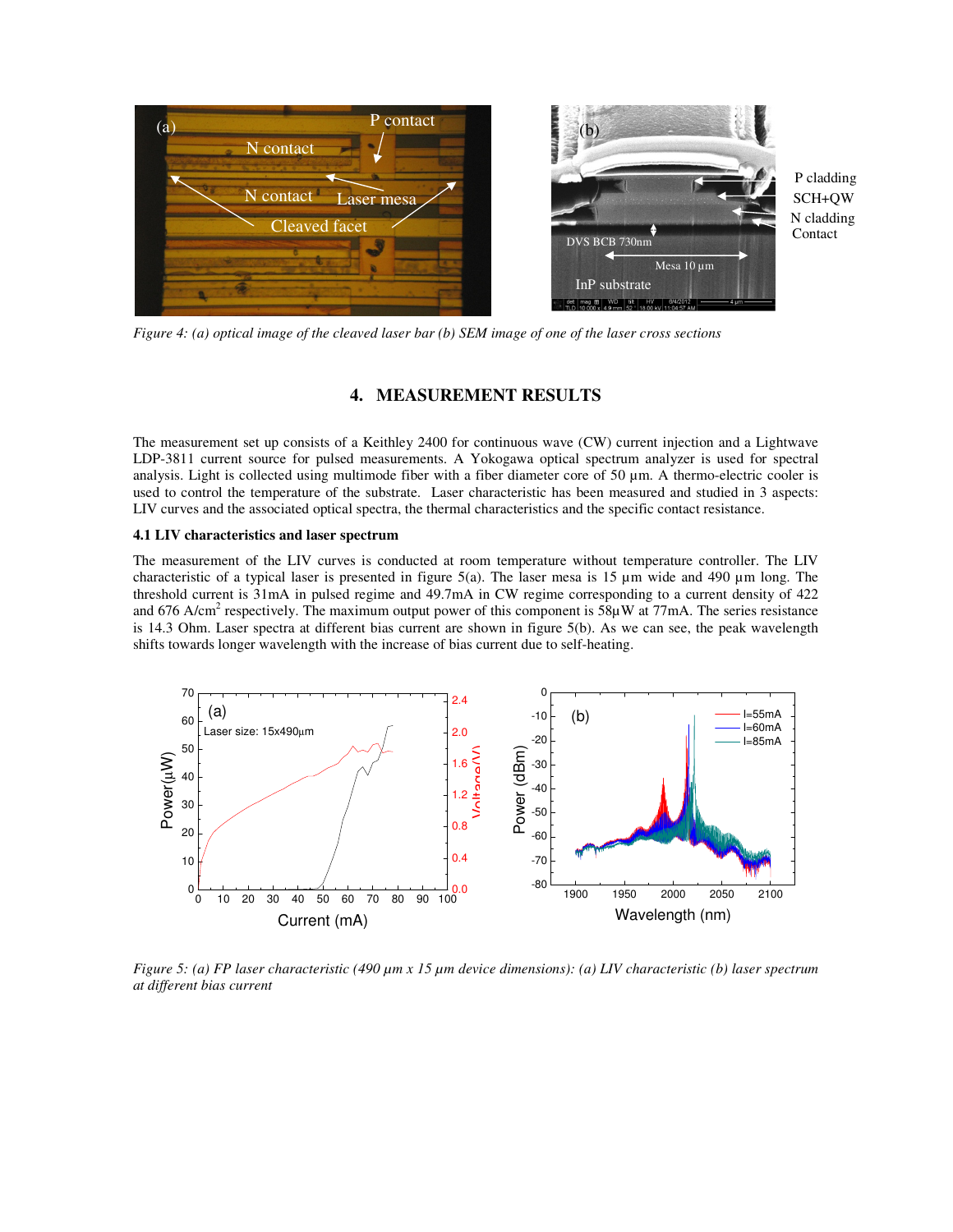*Figure 4: (a) optical image of the cleaved laser bar (b) SEM image of one of the laser cross sections*

## 4. MEASUREMENT RESULTS

The measurement set up consists of a Keithley 2400 for continuous wave (CW) current injection and a Lightwave LDP-3811 current source for pulsed measurements. A Yokogawa optical spectrum analyzer is used for spectral analysis. Light is collected using multimode fiber with a fiber diameter core of 50 µm. A thermo-electric cooler is used to control the temperature of the substrate. Laser characteristic has been measured and studied in 3 aspects: LIV curves and the associated optical spectra, the thermal characteristics and the specific contact resistance.

### 4.1 LIV characteristics and laser spectrum

The measurement of the LIV curves is conducted at room temperature without temperature controller. The LIV characteristic of a typical laser is presented in figure 5(a). The laser mesa is 15 µm wide and 490 µm long. The threshold current is 31mA in pulsed regime and 49.7mA in CW regime corresponding to a current density of 422 and 676 A/cm$^2$ respectively. The maximum output power of this component is 58µW at 77mA. The series resistance is 14.3 Ohm. Laser spectra at different bias current are shown in figure 5(b). As we can see, the peak wavelength shifts towards longer wavelength with the increase of bias current due to self-heating.

*Figure 5: (a) FP laser characteristic (490 µm x 15 µm device dimensions): (a) LIV characteristic (b) laser spectrum at different bias current*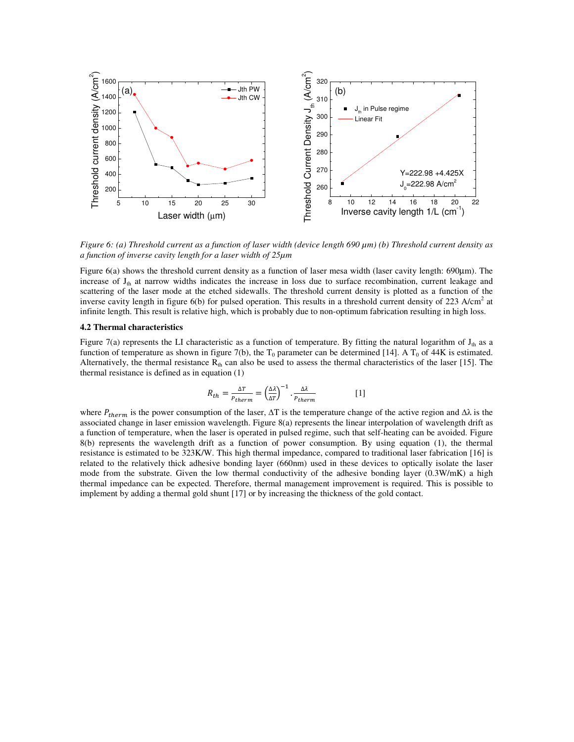Figure 6: (a) Threshold current as a function of laser width (device length 690 µm) (b) Threshold current density as a function of inverse cavity length for a laser width of 25µm

Figure 6(a) shows the threshold current density as a function of laser mesa width (laser cavity length: 690µm). The increase of $J_{th}$ at narrow widths indicates the increase in loss due to surface recombination, current leakage and scattering of the laser mode at the etched sidewalls. The threshold current density is plotted as a function of the inverse cavity length in figure 6(b) for pulsed operation. This results in a threshold current density of 223 A/cm$^2$ at infinite length. This result is relative high, which is probably due to non-optimum fabrication resulting in high loss.

### 4.2 Thermal characteristics

Figure 7(a) represents the LI characteristic as a function of temperature. By fitting the natural logarithm of $J_{th}$ as a function of temperature as shown in figure 7(b), the $T_0$ parameter can be determined [14]. A $T_0$ of 44K is estimated. Alternatively, the thermal resistance $R_{th}$ can also be used to assess the thermal characteristics of the laser [15]. The thermal resistance is defined as in equation (1)

$$R_{th} = \frac{\Delta T}{P_{therm}} = \left(\frac{\Delta \lambda}{\Delta T}\right)^{-1} \cdot \frac{\Delta \lambda}{P_{therm}} \qquad [1]$$

where $P_{therm}$ is the power consumption of the laser, ΔT is the temperature change of the active region and Δλ is the associated change in laser emission wavelength. Figure 8(a) represents the linear interpolation of wavelength drift as a function of temperature, when the laser is operated in pulsed regime, such that self-heating can be avoided. Figure 8(b) represents the wavelength drift as a function of power consumption. By using equation (1), the thermal resistance is estimated to be 323K/W. This high thermal impedance, compared to traditional laser fabrication [16] is related to the relatively thick adhesive bonding layer (660nm) used in these devices to optically isolate the laser mode from the substrate. Given the low thermal conductivity of the adhesive bonding layer (0.3W/mK) a high thermal impedance can be expected. Therefore, thermal management improvement is required. This is possible to implement by adding a thermal gold shunt [17] or by increasing the thickness of the gold contact.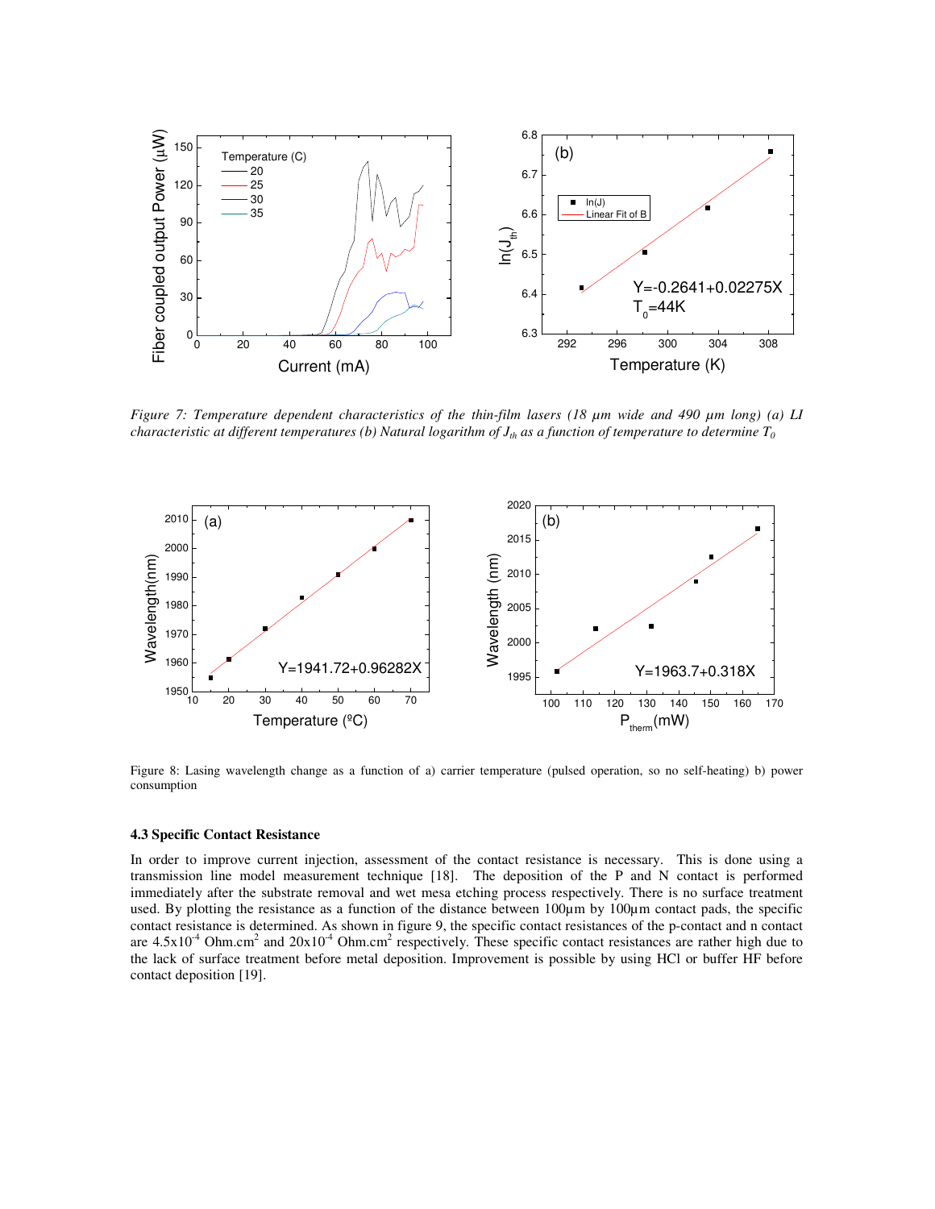*Figure 7: Temperature dependent characteristics of the thin-film lasers (18 µm wide and 490 µm long) (a) LI characteristic at different temperatures (b) Natural logarithm of $J_{th}$ as a function of temperature to determine $T_0$*

Figure 8: Lasing wavelength change as a function of a) carrier temperature (pulsed operation, so no self-heating) b) power consumption

### 4.3 Specific Contact Resistance

In order to improve current injection, assessment of the contact resistance is necessary. This is done using a transmission line model measurement technique [18]. The deposition of the P and N contact is performed immediately after the substrate removal and wet mesa etching process respectively. There is no surface treatment used. By plotting the resistance as a function of the distance between 100µm by 100µm contact pads, the specific contact resistance is determined. As shown in figure 9, the specific contact resistances of the p-contact and n contact are $4.5 \times 10^{-4}$ Ohm.cm$^2$ and $20 \times 10^{-4}$ Ohm.cm$^2$ respectively. These specific contact resistances are rather high due to the lack of surface treatment before metal deposition. Improvement is possible by using HCl or buffer HF before contact deposition [19].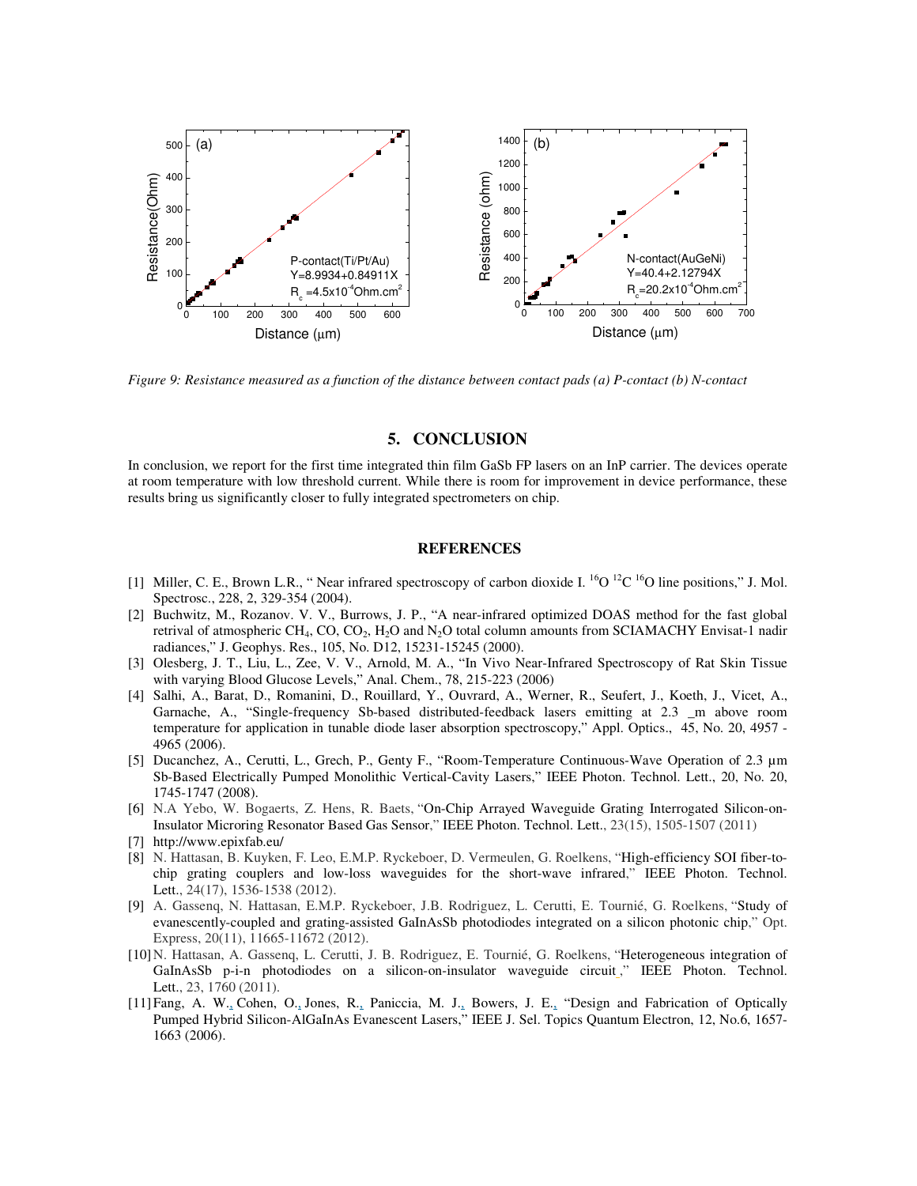*Figure 9: Resistance measured as a function of the distance between contact pads (a) P-contact (b) N-contact*

## 5. CONCLUSION

In conclusion, we report for the first time integrated thin film GaSb FP lasers on an InP carrier. The devices operate at room temperature with low threshold current. While there is room for improvement in device performance, these results bring us significantly closer to fully integrated spectrometers on chip.

## REFERENCES

[1] Miller, C. E., Brown L.R., " Near infrared spectroscopy of carbon dioxide I. $^{16}O$ $^{12}C$ $^{16}O$ line positions," J. Mol. Spectrosc., 228, 2, 329-354 (2004).

[2] Buchwitz, M., Rozanov. V. V., Burrows, J. P., "A near-infrared optimized DOAS method for the fast global retrival of atmospheric $CH_4$, CO, $CO_2$, $H_2O$ and $N_2O$ total column amounts from SCIAMACHY Envisat-1 nadir radiances," J. Geophys. Res., 105, No. D12, 15231-15245 (2000).

[3] Olesberg, J. T., Liu, L., Zee, V. V., Arnold, M. A., "In Vivo Near-Infrared Spectroscopy of Rat Skin Tissue with varying Blood Glucose Levels," Anal. Chem., 78, 215-223 (2006)

[4] Salhi, A., Barat, D., Romanini, D., Rouillard, Y., Ouvrard, A., Werner, R., Seufert, J., Koeth, J., Vicet, A., Garnache, A., "Single-frequency Sb-based distributed-feedback lasers emitting at 2.3 _m above room temperature for application in tunable diode laser absorption spectroscopy," Appl. Optics., 45, No. 20, 4957 - 4965 (2006).

[5] Ducanchez, A., Cerutti, L., Grech, P., Genty F., "Room-Temperature Continuous-Wave Operation of 2.3 µm Sb-Based Electrically Pumped Monolithic Vertical-Cavity Lasers," IEEE Photon. Technol. Lett., 20, No. 20, 1745-1747 (2008).

[6] N.A Yebo, W. Bogaerts, Z. Hens, R. Baets, "On-Chip Arrayed Waveguide Grating Interrogated Silicon-on-Insulator Microring Resonator Based Gas Sensor," IEEE Photon. Technol. Lett., 23(15), 1505-1507 (2011)

[7] http://www.epixfab.eu/

[8] N. Hattasan, B. Kuyken, F. Leo, E.M.P. Ryckeboer, D. Vermeulen, G. Roelkens, "High-efficiency SOI fiber-to-chip grating couplers and low-loss waveguides for the short-wave infrared," IEEE Photon. Technol. Lett., 24(17), 1536-1538 (2012).

[9] A. Gassenq, N. Hattasan, E.M.P. Ryckeboer, J.B. Rodriguez, L. Cerutti, E. Tournié, G. Roelkens, "Study of evanescently-coupled and grating-assisted GaInAsSb photodiodes integrated on a silicon photonic chip," Opt. Express, 20(11), 11665-11672 (2012).

[10] N. Hattasan, A. Gassenq, L. Cerutti, J. B. Rodriguez, E. Tournié, G. Roelkens, "Heterogeneous integration of GaInAsSb p-i-n photodiodes on a silicon-on-insulator waveguide circuit," IEEE Photon. Technol. Lett., 23, 1760 (2011).

[11] Fang, A. W., Cohen, O., Jones, R., Paniccia, M. J., Bowers, J. E., "Design and Fabrication of Optically Pumped Hybrid Silicon-AlGaInAs Evanescent Lasers," IEEE J. Sel. Topics Quantum Electron, 12, No.6, 1657-1663 (2006).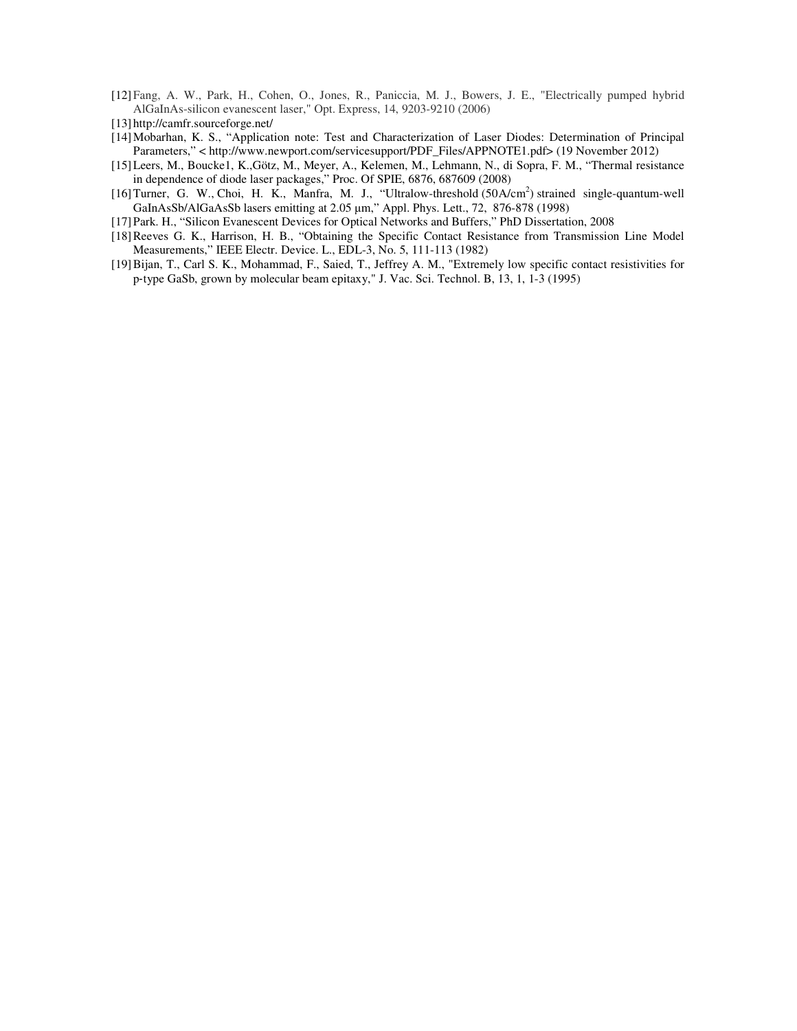[12] Fang, A. W., Park, H., Cohen, O., Jones, R., Paniccia, M. J., Bowers, J. E., "Electrically pumped hybrid AlGaInAs-silicon evanescent laser," Opt. Express, 14, 9203-9210 (2006)

[13] http://camfr.sourceforge.net/

[14] Mobarhan, K. S., "Application note: Test and Characterization of Laser Diodes: Determination of Principal Parameters," < http://www.newport.com/servicesupport/PDF_Files/APPNOTE1.pdf> (19 November 2012)

[15] Leers, M., Boucke1, K.,Götz, M., Meyer, A., Kelemen, M., Lehmann, N., di Sopra, F. M., "Thermal resistance in dependence of diode laser packages," Proc. Of SPIE, 6876, 687609 (2008)

[16] Turner, G. W., Choi, H. K., Manfra, M. J., "Ultralow-threshold (50A/cm$^2$) strained single-quantum-well GaInAsSb/AlGaAsSb lasers emitting at 2.05 µm," Appl. Phys. Lett., 72, 876-878 (1998)

[17] Park. H., "Silicon Evanescent Devices for Optical Networks and Buffers," PhD Dissertation, 2008

[18] Reeves G. K., Harrison, H. B., "Obtaining the Specific Contact Resistance from Transmission Line Model Measurements," IEEE Electr. Device. L., EDL-3, No. 5, 111-113 (1982)

[19] Bijan, T., Carl S. K., Mohammad, F., Saied, T., Jeffrey A. M., "Extremely low specific contact resistivities for p-type GaSb, grown by molecular beam epitaxy," J. Vac. Sci. Technol. B, 13, 1, 1-3 (1995)